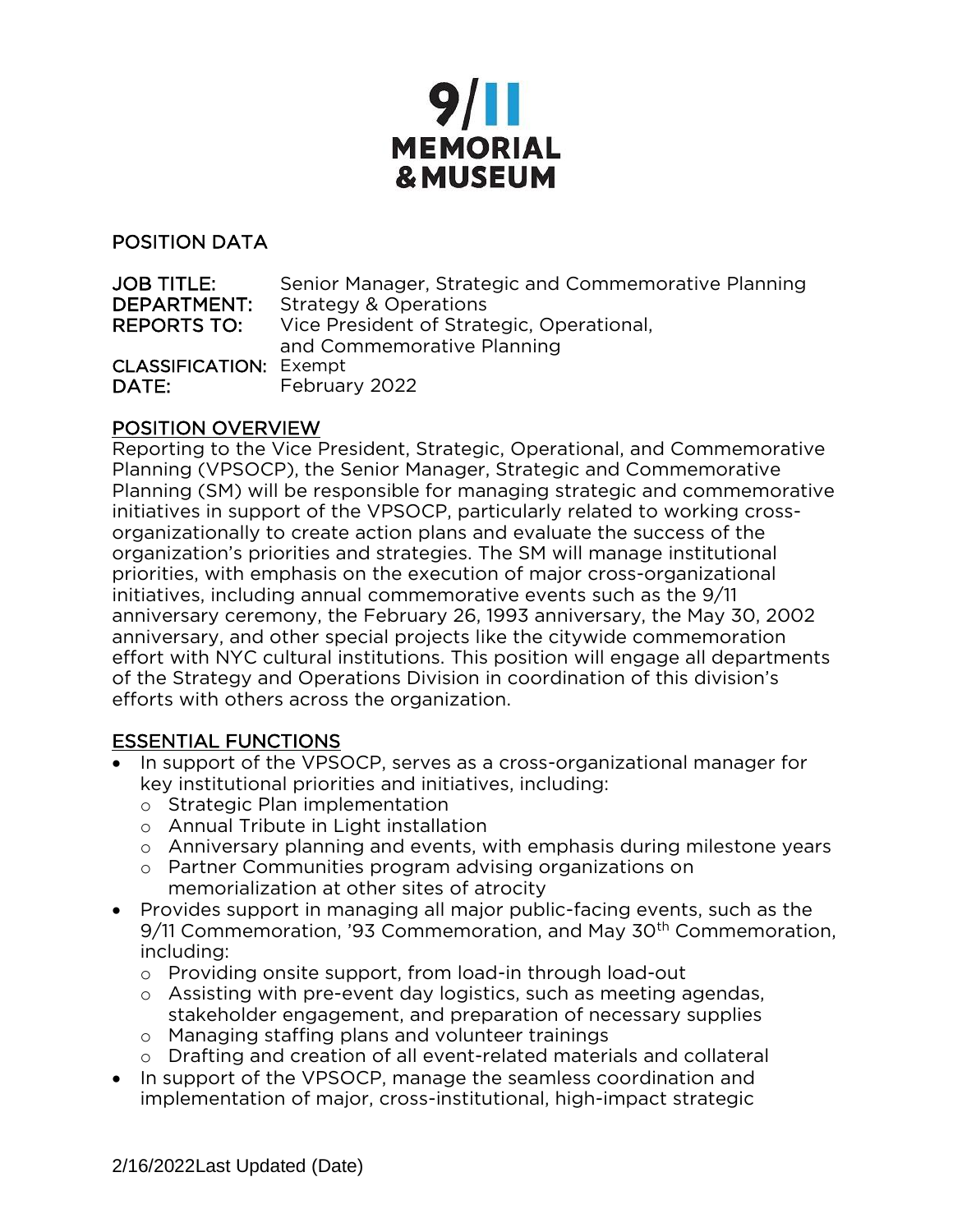# 9/11 MEMORIAL & MUSEUM

## POSITION DATA

**JOB TITLE:** Senior Manager, Strategic and Commemorative Planning
**DEPARTMENT:** Strategy & Operations
**REPORTS TO:** Vice President of Strategic, Operational, and Commemorative Planning
**CLASSIFICATION:** Exempt
**DATE:** February 2022

## POSITION OVERVIEW

Reporting to the Vice President, Strategic, Operational, and Commemorative Planning (VPSOCP), the Senior Manager, Strategic and Commemorative Planning (SM) will be responsible for managing strategic and commemorative initiatives in support of the VPSOCP, particularly related to working cross-organizationally to create action plans and evaluate the success of the organization's priorities and strategies. The SM will manage institutional priorities, with emphasis on the execution of major cross-organizational initiatives, including annual commemorative events such as the 9/11 anniversary ceremony, the February 26, 1993 anniversary, the May 30, 2002 anniversary, and other special projects like the citywide commemoration effort with NYC cultural institutions. This position will engage all departments of the Strategy and Operations Division in coordination of this division's efforts with others across the organization.

## ESSENTIAL FUNCTIONS

- In support of the VPSOCP, serves as a cross-organizational manager for key institutional priorities and initiatives, including:
  - Strategic Plan implementation
  - Annual Tribute in Light installation
  - Anniversary planning and events, with emphasis during milestone years
  - Partner Communities program advising organizations on memorialization at other sites of atrocity
- Provides support in managing all major public-facing events, such as the 9/11 Commemoration, '93 Commemoration, and May 30th Commemoration, including:
  - Providing onsite support, from load-in through load-out
  - Assisting with pre-event day logistics, such as meeting agendas, stakeholder engagement, and preparation of necessary supplies
  - Managing staffing plans and volunteer trainings
  - Drafting and creation of all event-related materials and collateral
- In support of the VPSOCP, manage the seamless coordination and implementation of major, cross-institutional, high-impact strategic

2/16/2022Last Updated (Date)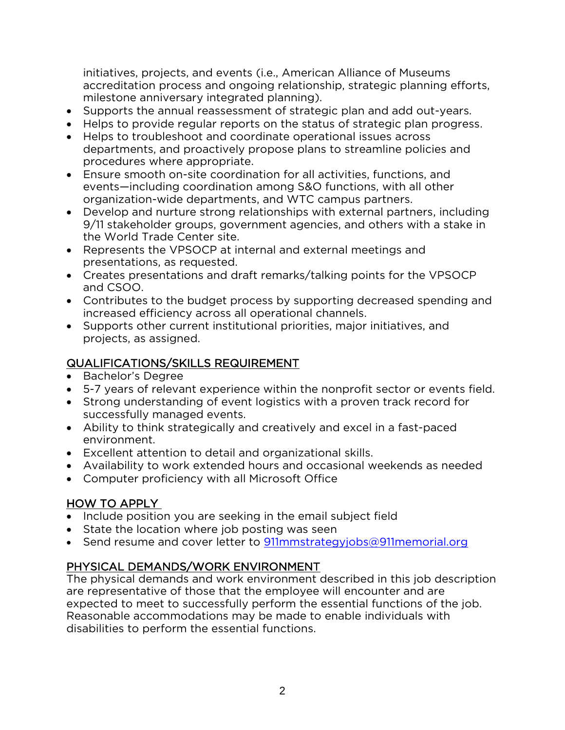initiatives, projects, and events (i.e., American Alliance of Museums accreditation process and ongoing relationship, strategic planning efforts, milestone anniversary integrated planning).

- Supports the annual reassessment of strategic plan and add out-years.
- Helps to provide regular reports on the status of strategic plan progress.
- Helps to troubleshoot and coordinate operational issues across departments, and proactively propose plans to streamline policies and procedures where appropriate.
- Ensure smooth on-site coordination for all activities, functions, and events—including coordination among S&O functions, with all other organization-wide departments, and WTC campus partners.
- Develop and nurture strong relationships with external partners, including 9/11 stakeholder groups, government agencies, and others with a stake in the World Trade Center site.
- Represents the VPSOCP at internal and external meetings and presentations, as requested.
- Creates presentations and draft remarks/talking points for the VPSOCP and CSOO.
- Contributes to the budget process by supporting decreased spending and increased efficiency across all operational channels.
- Supports other current institutional priorities, major initiatives, and projects, as assigned.

## QUALIFICATIONS/SKILLS REQUIREMENT

- Bachelor's Degree
- 5-7 years of relevant experience within the nonprofit sector or events field.
- Strong understanding of event logistics with a proven track record for successfully managed events.
- Ability to think strategically and creatively and excel in a fast-paced environment.
- Excellent attention to detail and organizational skills.
- Availability to work extended hours and occasional weekends as needed
- Computer proficiency with all Microsoft Office

## HOW TO APPLY

- Include position you are seeking in the email subject field
- State the location where job posting was seen
- Send resume and cover letter to 911mmstrategyjobs@911memorial.org

## PHYSICAL DEMANDS/WORK ENVIRONMENT

The physical demands and work environment described in this job description are representative of those that the employee will encounter and are expected to meet to successfully perform the essential functions of the job. Reasonable accommodations may be made to enable individuals with disabilities to perform the essential functions.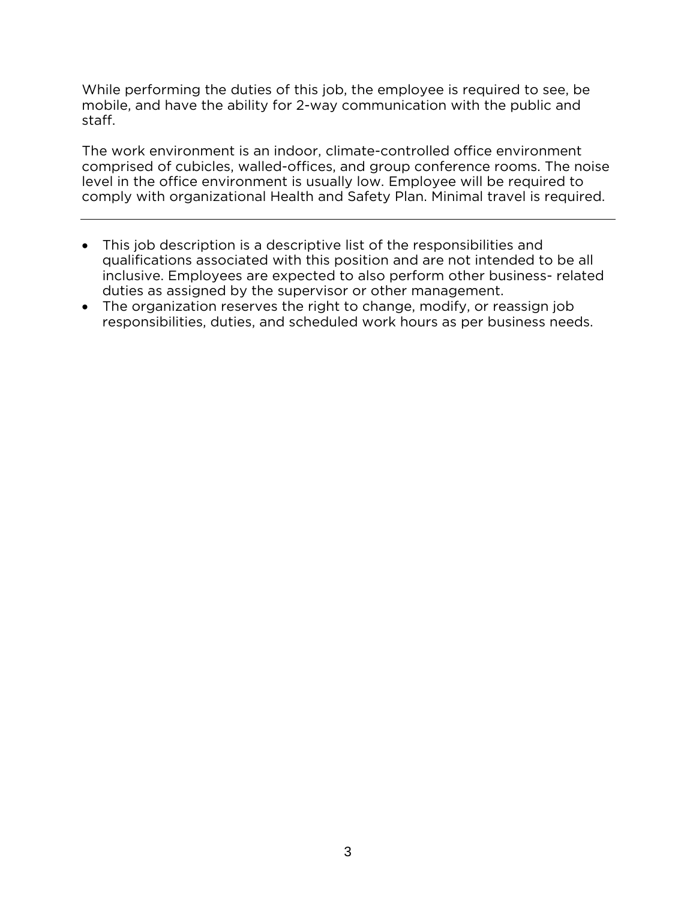While performing the duties of this job, the employee is required to see, be mobile, and have the ability for 2-way communication with the public and staff.

The work environment is an indoor, climate-controlled office environment comprised of cubicles, walled-offices, and group conference rooms. The noise level in the office environment is usually low. Employee will be required to comply with organizational Health and Safety Plan. Minimal travel is required.

---

- This job description is a descriptive list of the responsibilities and qualifications associated with this position and are not intended to be all inclusive. Employees are expected to also perform other business- related duties as assigned by the supervisor or other management.
- The organization reserves the right to change, modify, or reassign job responsibilities, duties, and scheduled work hours as per business needs.